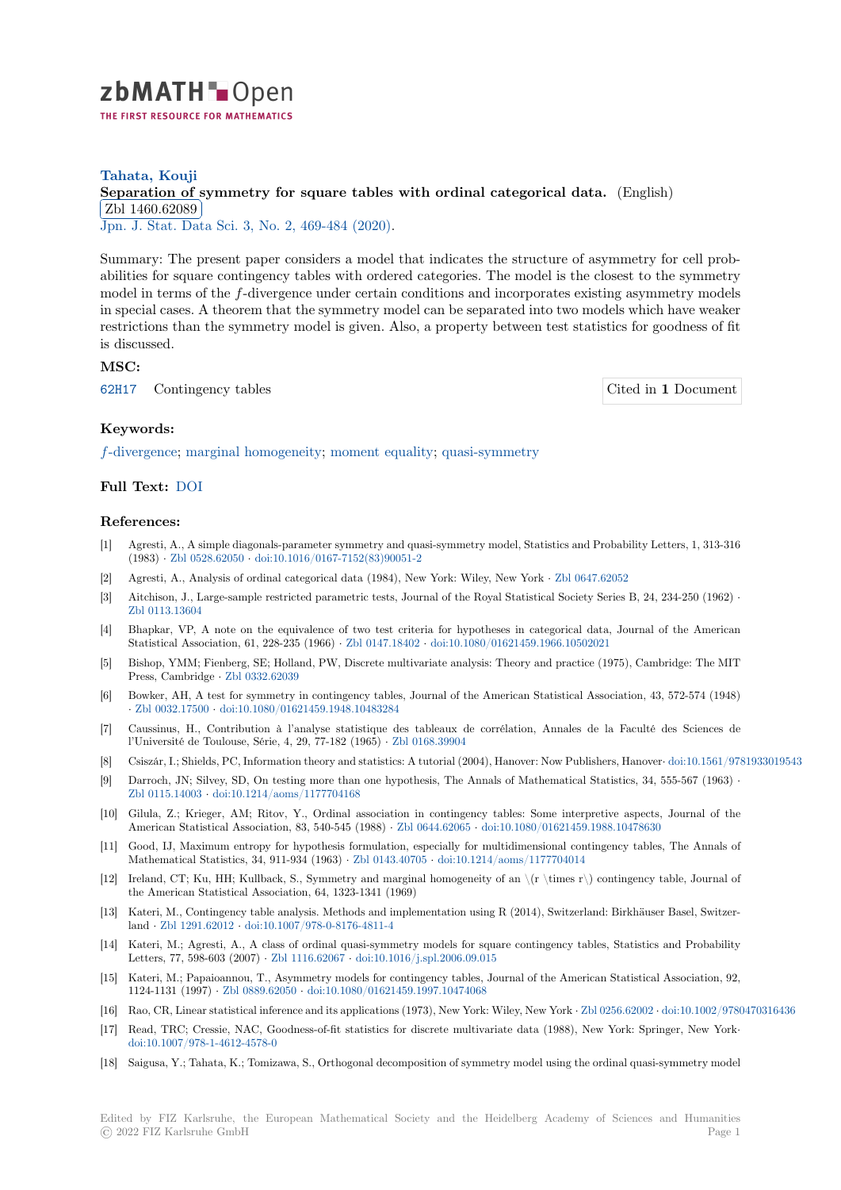zbMATH Open

THE FIRST RESOURCE FOR MATHEMATICS

**Tahata, Kouji**

**Separation of symmetry for square tables with ordinal categorical data.** (English)

Zbl 1460.62089

Jpn. J. Stat. Data Sci. 3, No. 2, 469-484 (2020).

Summary: The present paper considers a model that indicates the structure of asymmetry for cell probabilities for square contingency tables with ordered categories. The model is the closest to the symmetry model in terms of the $f$-divergence under certain conditions and incorporates existing asymmetry models in special cases. A theorem that the symmetry model can be separated into two models which have weaker restrictions than the symmetry model is given. Also, a property between test statistics for goodness of fit is discussed.

### MSC:

62H17 Contingency tables

Cited in **1** Document

### Keywords:

$f$-divergence; marginal homogeneity; moment equality; quasi-symmetry

### Full Text: DOI

### References:

[1] Agresti, A., A simple diagonals-parameter symmetry and quasi-symmetry model, Statistics and Probability Letters, 1, 313-316 (1983) · Zbl 0528.62050 · doi:10.1016/0167-7152(83)90051-2

[2] Agresti, A., Analysis of ordinal categorical data (1984), New York: Wiley, New York · Zbl 0647.62052

[3] Aitchison, J., Large-sample restricted parametric tests, Journal of the Royal Statistical Society Series B, 24, 234-250 (1962) · Zbl 0113.13604

[4] Bhapkar, VP, A note on the equivalence of two test criteria for hypotheses in categorical data, Journal of the American Statistical Association, 61, 228-235 (1966) · Zbl 0147.18402 · doi:10.1080/01621459.1966.10502021

[5] Bishop, YMM; Fienberg, SE; Holland, PW, Discrete multivariate analysis: Theory and practice (1975), Cambridge: The MIT Press, Cambridge · Zbl 0332.62039

[6] Bowker, AH, A test for symmetry in contingency tables, Journal of the American Statistical Association, 43, 572-574 (1948) · Zbl 0032.17500 · doi:10.1080/01621459.1948.10483284

[7] Caussinus, H., Contribution à l'analyse statistique des tableaux de corrélation, Annales de la Faculté des Sciences de l'Université de Toulouse, Série, 4, 29, 77-182 (1965) · Zbl 0168.39904

[8] Csiszár, I.; Shields, PC, Information theory and statistics: A tutorial (2004), Hanover: Now Publishers, Hanover· doi:10.1561/9781933019543

[9] Darroch, JN; Silvey, SD, On testing more than one hypothesis, The Annals of Mathematical Statistics, 34, 555-567 (1963) · Zbl 0115.14003 · doi:10.1214/aoms/1177704168

[10] Gilula, Z.; Krieger, AM; Ritov, Y., Ordinal association in contingency tables: Some interpretive aspects, Journal of the American Statistical Association, 83, 540-545 (1988) · Zbl 0644.62065 · doi:10.1080/01621459.1988.10478630

[11] Good, IJ, Maximum entropy for hypothesis formulation, especially for multidimensional contingency tables, The Annals of Mathematical Statistics, 34, 911-934 (1963) · Zbl 0143.40705 · doi:10.1214/aoms/1177704014

[12] Ireland, CT; Ku, HH; Kullback, S., Symmetry and marginal homogeneity of an $r \times r$ contingency table, Journal of the American Statistical Association, 64, 1323-1341 (1969)

[13] Kateri, M., Contingency table analysis. Methods and implementation using R (2014), Switzerland: Birkhäuser Basel, Switzerland · Zbl 1291.62012 · doi:10.1007/978-0-8176-4811-4

[14] Kateri, M.; Agresti, A., A class of ordinal quasi-symmetry models for square contingency tables, Statistics and Probability Letters, 77, 598-603 (2007) · Zbl 1116.62067 · doi:10.1016/j.spl.2006.09.015

[15] Kateri, M.; Papaioannou, T., Asymmetry models for contingency tables, Journal of the American Statistical Association, 92, 1124-1131 (1997) · Zbl 0889.62050 · doi:10.1080/01621459.1997.10474068

[16] Rao, CR, Linear statistical inference and its applications (1973), New York: Wiley, New York · Zbl 0256.62002 · doi:10.1002/9780470316436

[17] Read, TRC; Cressie, NAC, Goodness-of-fit statistics for discrete multivariate data (1988), New York: Springer, New York· doi:10.1007/978-1-4612-4578-0

[18] Saigusa, Y.; Tahata, K.; Tomizawa, S., Orthogonal decomposition of symmetry model using the ordinal quasi-symmetry model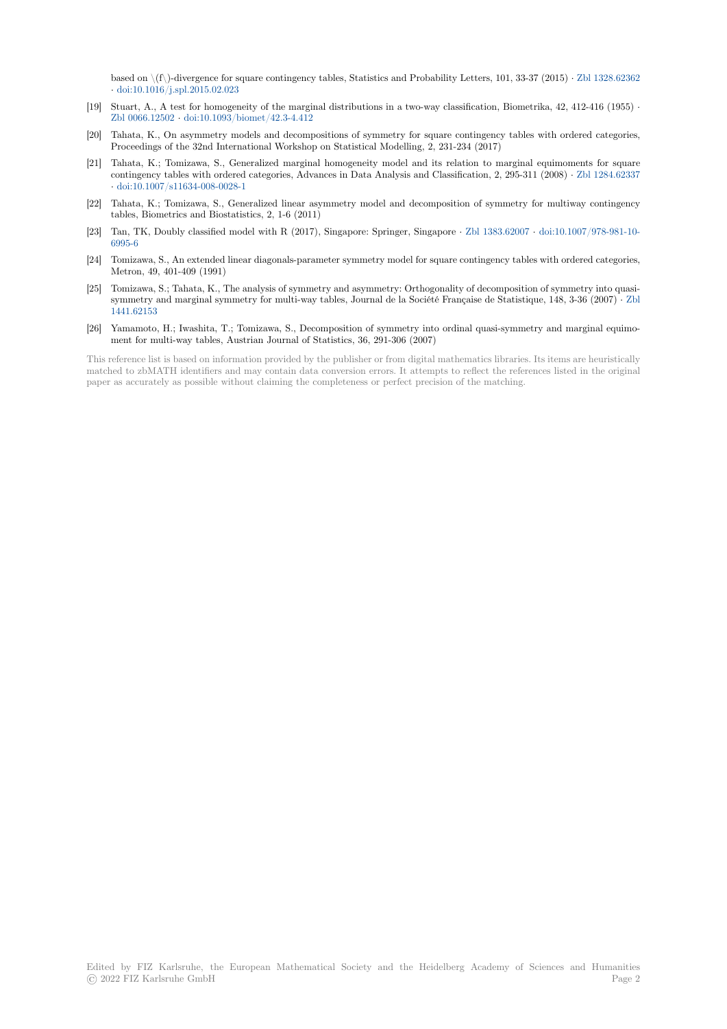based on \(f\)-divergence for square contingency tables, Statistics and Probability Letters, 101, 33-37 (2015) · Zbl 1328.62362 · doi:10.1016/j.spl.2015.02.023

[19] Stuart, A., A test for homogeneity of the marginal distributions in a two-way classification, Biometrika, 42, 412-416 (1955) · Zbl 0066.12502 · doi:10.1093/biomet/42.3-4.412

[20] Tahata, K., On asymmetry models and decompositions of symmetry for square contingency tables with ordered categories, Proceedings of the 32nd International Workshop on Statistical Modelling, 2, 231-234 (2017)

[21] Tahata, K.; Tomizawa, S., Generalized marginal homogeneity model and its relation to marginal equimoments for square contingency tables with ordered categories, Advances in Data Analysis and Classification, 2, 295-311 (2008) · Zbl 1284.62337 · doi:10.1007/s11634-008-0028-1

[22] Tahata, K.; Tomizawa, S., Generalized linear asymmetry model and decomposition of symmetry for multiway contingency tables, Biometrics and Biostatistics, 2, 1-6 (2011)

[23] Tan, TK, Doubly classified model with R (2017), Singapore: Springer, Singapore · Zbl 1383.62007 · doi:10.1007/978-981-10-6995-6

[24] Tomizawa, S., An extended linear diagonals-parameter symmetry model for square contingency tables with ordered categories, Metron, 49, 401-409 (1991)

[25] Tomizawa, S.; Tahata, K., The analysis of symmetry and asymmetry: Orthogonality of decomposition of symmetry into quasi-symmetry and marginal symmetry for multi-way tables, Journal de la Société Française de Statistique, 148, 3-36 (2007) · Zbl 1441.62153

[26] Yamamoto, H.; Iwashita, T.; Tomizawa, S., Decomposition of symmetry into ordinal quasi-symmetry and marginal equimoment for multi-way tables, Austrian Journal of Statistics, 36, 291-306 (2007)

This reference list is based on information provided by the publisher or from digital mathematics libraries. Its items are heuristically matched to zbMATH identifiers and may contain data conversion errors. It attempts to reflect the references listed in the original paper as accurately as possible without claiming the completeness or perfect precision of the matching.